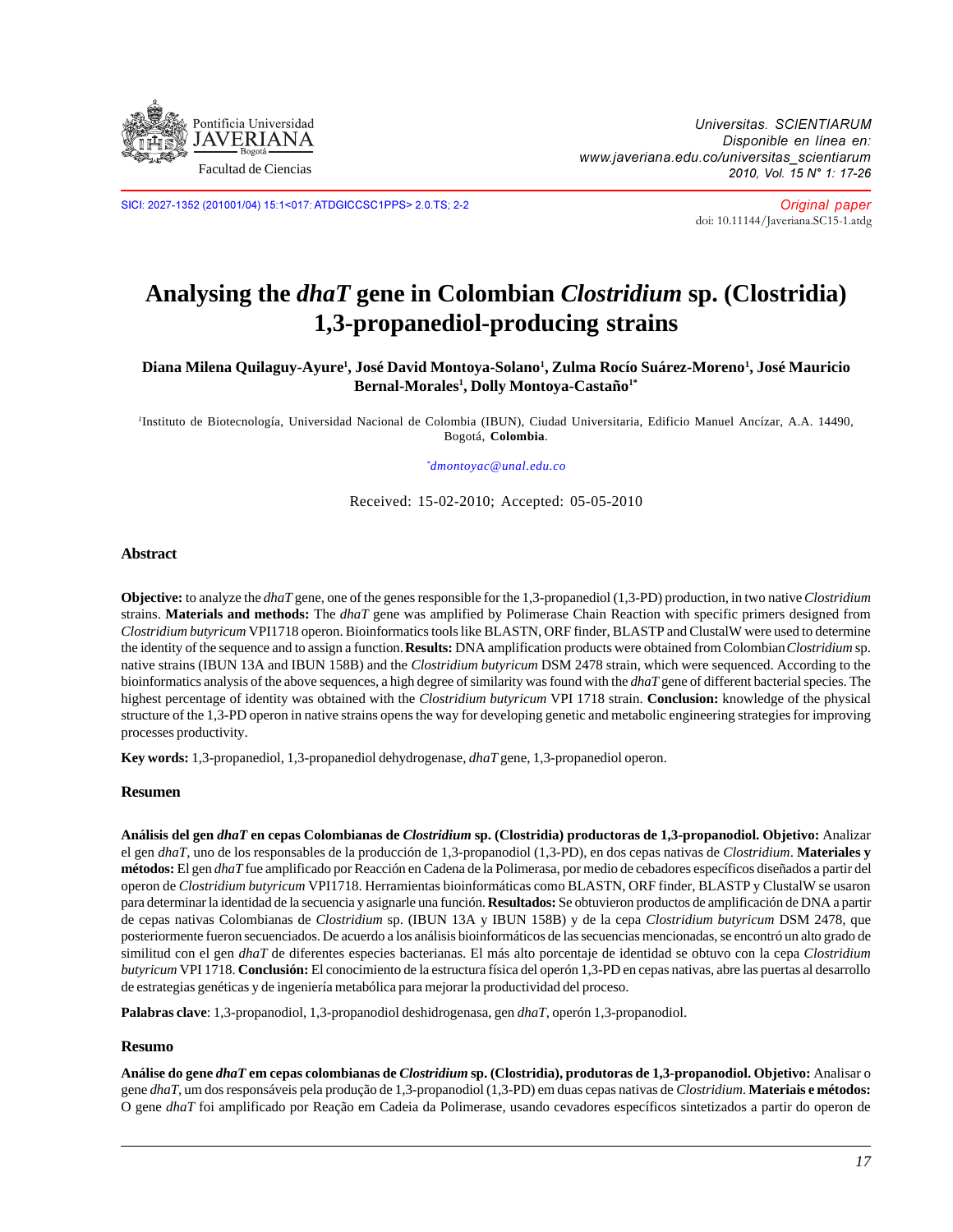Original paper

doi: 10.11144/Javeriana.SC15-1.atdg

# Analysing the *dhaT* gene in Colombian *Clostridium* sp. (Clostridia) 1,3-propanediol-producing strains

**Diana Milena Quilaguy-Ayure[1], José David Montoya-Solano[1], Zulma Rocío Suárez-Moreno[1], José Mauricio Bernal-Morales[1], Dolly Montoya-Castaño[1*]**

[1]Instituto de Biotecnología, Universidad Nacional de Colombia (IBUN), Ciudad Universitaria, Edificio Manuel Ancízar, A.A. 14490, Bogotá, **Colombia**.

[*]dmontoyac@unal.edu.co

Received: 15-02-2010; Accepted: 05-05-2010

## Abstract

**Objective:** to analyze the *dhaT* gene, one of the genes responsible for the 1,3-propanediol (1,3-PD) production, in two native *Clostridium* strains. **Materials and methods:** The *dhaT* gene was amplified by Polimerase Chain Reaction with specific primers designed from *Clostridium butyricum* VPI1718 operon. Bioinformatics tools like BLASTN, ORF finder, BLASTP and ClustalW were used to determine the identity of the sequence and to assign a function. **Results:** DNA amplification products were obtained from Colombian *Clostridium* sp. native strains (IBUN 13A and IBUN 158B) and the *Clostridium butyricum* DSM 2478 strain, which were sequenced. According to the bioinformatics analysis of the above sequences, a high degree of similarity was found with the *dhaT* gene of different bacterial species. The highest percentage of identity was obtained with the *Clostridium butyricum* VPI 1718 strain. **Conclusion:** knowledge of the physical structure of the 1,3-PD operon in native strains opens the way for developing genetic and metabolic engineering strategies for improving processes productivity.

**Key words:** 1,3-propanediol, 1,3-propanediol dehydrogenase, *dhaT* gene, 1,3-propanediol operon.

## Resumen

**Análisis del gen *dhaT* en cepas Colombianas de *Clostridium* sp. (Clostridia) productoras de 1,3-propanodiol. Objetivo:** Analizar el gen *dhaT*, uno de los responsables de la producción de 1,3-propanodiol (1,3-PD), en dos cepas nativas de *Clostridium*. **Materiales y métodos:** El gen *dhaT* fue amplificado por Reacción en Cadena de la Polimerasa, por medio de cebadores específicos diseñados a partir del operon de *Clostridium butyricum* VPI1718. Herramientas bioinformáticas como BLASTN, ORF finder, BLASTP y ClustalW se usaron para determinar la identidad de la secuencia y asignarle una función. **Resultados:** Se obtuvieron productos de amplificación de DNA a partir de cepas nativas Colombianas de *Clostridium* sp. (IBUN 13A y IBUN 158B) y de la cepa *Clostridium butyricum* DSM 2478, que posteriormente fueron secuenciados. De acuerdo a los análisis bioinformáticos de las secuencias mencionadas, se encontró un alto grado de similitud con el gen *dhaT* de diferentes especies bacterianas. El más alto porcentaje de identidad se obtuvo con la cepa *Clostridium butyricum* VPI 1718. **Conclusión:** El conocimiento de la estructura física del operón 1,3-PD en cepas nativas, abre las puertas al desarrollo de estrategias genéticas y de ingeniería metabólica para mejorar la productividad del proceso.

**Palabras clave**: 1,3-propanodiol, 1,3-propanodiol deshidrogenasa, gen *dhaT*, operón 1,3-propanodiol.

## Resumo

**Análise do gene *dhaT* em cepas colombianas de *Clostridium* sp. (Clostridia), produtoras de 1,3-propanodiol. Objetivo:** Analisar o gene *dhaT*, um dos responsáveis pela produção de 1,3-propanodiol (1,3-PD) em duas cepas nativas de *Clostridium*. **Materiais e métodos:** O gene *dhaT* foi amplificado por Reação em Cadeia da Polimerase, usando cevadores específicos sintetizados a partir do operon de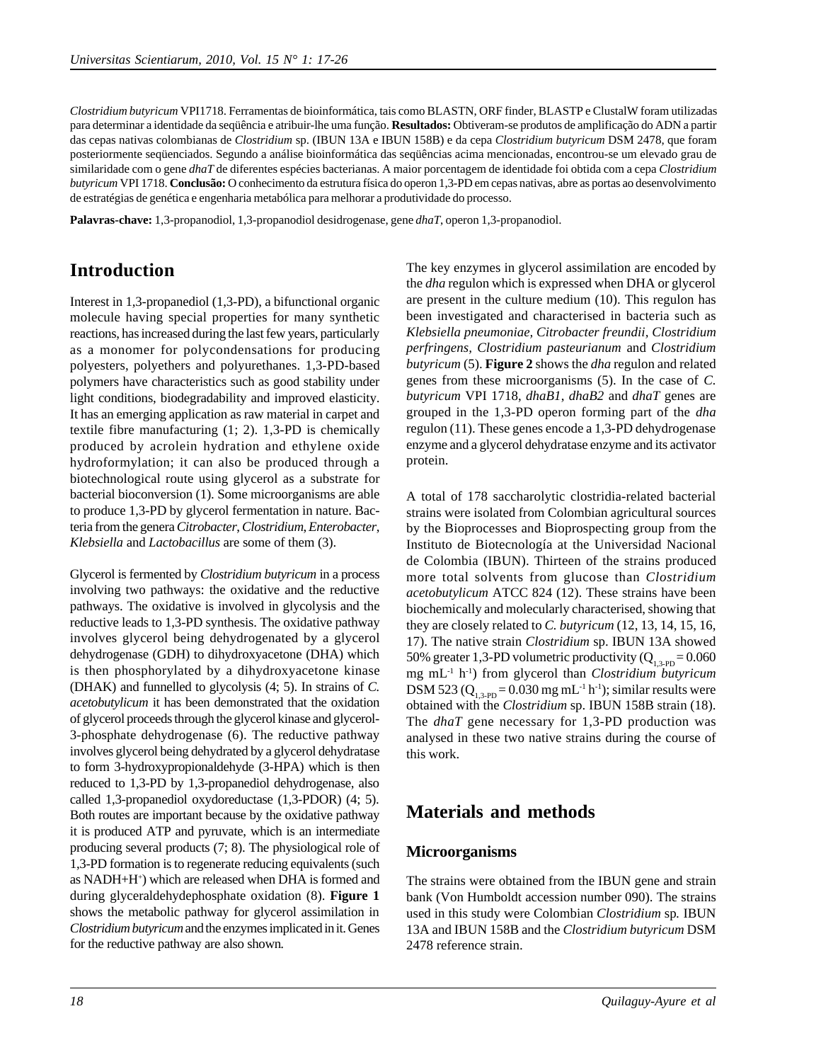*Clostridium butyricum* VPI1718. Ferramentas de bioinformática, tais como BLASTN, ORF finder, BLASTP e ClustalW foram utilizadas para determinar a identidade da seqüência e atribuir-lhe uma função. **Resultados:** Obtiveram-se produtos de amplificação do ADN a partir das cepas nativas colombianas de *Clostridium* sp. (IBUN 13A e IBUN 158B) e da cepa *Clostridium butyricum* DSM 2478, que foram posteriormente seqüenciados. Segundo a análise bioinformática das seqüências acima mencionadas, encontrou-se um elevado grau de similaridade com o gene *dhaT* de diferentes espécies bacterianas. A maior porcentagem de identidade foi obtida com a cepa *Clostridium butyricum* VPI 1718. **Conclusão:** O conhecimento da estrutura física do operon 1,3-PD em cepas nativas, abre as portas ao desenvolvimento de estratégias de genética e engenharia metabólica para melhorar a produtividade do processo.

**Palavras-chave:** 1,3-propanodiol, 1,3-propanodiol desidrogenase, gene *dhaT*, operon 1,3-propanodiol.

# Introduction

Interest in 1,3-propanediol (1,3-PD), a bifunctional organic molecule having special properties for many synthetic reactions, has increased during the last few years, particularly as a monomer for polycondensations for producing polyesters, polyethers and polyurethanes. 1,3-PD-based polymers have characteristics such as good stability under light conditions, biodegradability and improved elasticity. It has an emerging application as raw material in carpet and textile fibre manufacturing (1; 2). 1,3-PD is chemically produced by acrolein hydration and ethylene oxide hydroformylation; it can also be produced through a biotechnological route using glycerol as a substrate for bacterial bioconversion (1). Some microorganisms are able to produce 1,3-PD by glycerol fermentation in nature. Bacteria from the genera *Citrobacter*, *Clostridium*, *Enterobacter*, *Klebsiella* and *Lactobacillus* are some of them (3).

Glycerol is fermented by *Clostridium butyricum* in a process involving two pathways: the oxidative and the reductive pathways. The oxidative is involved in glycolysis and the reductive leads to 1,3-PD synthesis. The oxidative pathway involves glycerol being dehydrogenated by a glycerol dehydrogenase (GDH) to dihydroxyacetone (DHA) which is then phosphorylated by a dihydroxyacetone kinase (DHAK) and funnelled to glycolysis (4; 5). In strains of *C. acetobutylicum* it has been demonstrated that the oxidation of glycerol proceeds through the glycerol kinase and glycerol-3-phosphate dehydrogenase (6). The reductive pathway involves glycerol being dehydrated by a glycerol dehydratase to form 3-hydroxypropionaldehyde (3-HPA) which is then reduced to 1,3-PD by 1,3-propanediol dehydrogenase, also called 1,3-propanediol oxydoreductase (1,3-PDOR) (4; 5). Both routes are important because by the oxidative pathway it is produced ATP and pyruvate, which is an intermediate producing several products (7; 8). The physiological role of 1,3-PD formation is to regenerate reducing equivalents (such as $NADH+H^+$) which are released when DHA is formed and during glyceraldehydephosphate oxidation (8). **Figure 1** shows the metabolic pathway for glycerol assimilation in *Clostridium butyricum* and the enzymes implicated in it. Genes for the reductive pathway are also shown.

The key enzymes in glycerol assimilation are encoded by the *dha* regulon which is expressed when DHA or glycerol are present in the culture medium (10). This regulon has been investigated and characterised in bacteria such as *Klebsiella pneumoniae*, *Citrobacter freundii*, *Clostridium perfringens*, *Clostridium pasteurianum* and *Clostridium butyricum* (5). **Figure 2** shows the *dha* regulon and related genes from these microorganisms (5). In the case of *C. butyricum* VPI 1718, *dhaB1*, *dhaB2* and *dhaT* genes are grouped in the 1,3-PD operon forming part of the *dha* regulon (11). These genes encode a 1,3-PD dehydrogenase enzyme and a glycerol dehydratase enzyme and its activator protein.

A total of 178 saccharolytic clostridia-related bacterial strains were isolated from Colombian agricultural sources by the Bioprocesses and Bioprospecting group from the Instituto de Biotecnología at the Universidad Nacional de Colombia (IBUN). Thirteen of the strains produced more total solvents from glucose than *Clostridium acetobutylicum* ATCC 824 (12). These strains have been biochemically and molecularly characterised, showing that they are closely related to *C. butyricum* (12, 13, 14, 15, 16, 17). The native strain *Clostridium* sp. IBUN 13A showed 50% greater 1,3-PD volumetric productivity ($Q_{1,3\text{-PD}} = 0.060$ mg $mL^{-1}$ $h^{-1}$) from glycerol than *Clostridium butyricum* DSM 523 ($Q_{1,3\text{-PD}} = 0.030$ mg $mL^{-1}$ $h^{-1}$); similar results were obtained with the *Clostridium* sp. IBUN 158B strain (18). The *dhaT* gene necessary for 1,3-PD production was analysed in these two native strains during the course of this work.

# Materials and methods

## Microorganisms

The strains were obtained from the IBUN gene and strain bank (Von Humboldt accession number 090). The strains used in this study were Colombian *Clostridium* sp. IBUN 13A and IBUN 158B and the *Clostridium butyricum* DSM 2478 reference strain.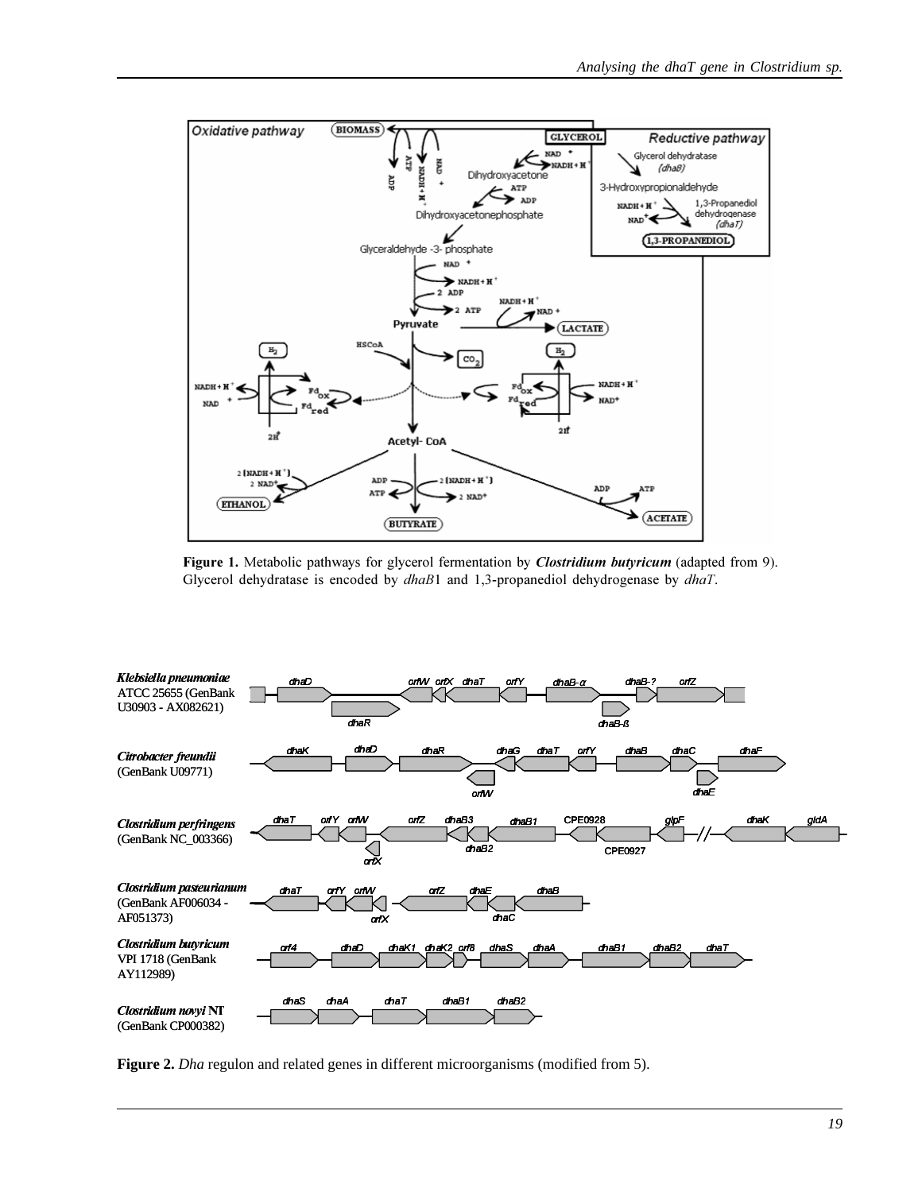**Figure 1.** Metabolic pathways for glycerol fermentation by ***Clostridium butyricum*** (adapted from 9). Glycerol dehydratase is encoded by *dhaB*1 and 1,3-propanediol dehydrogenase by *dhaT*.

**Figure 2.** *Dha* regulon and related genes in different microorganisms (modified from 5).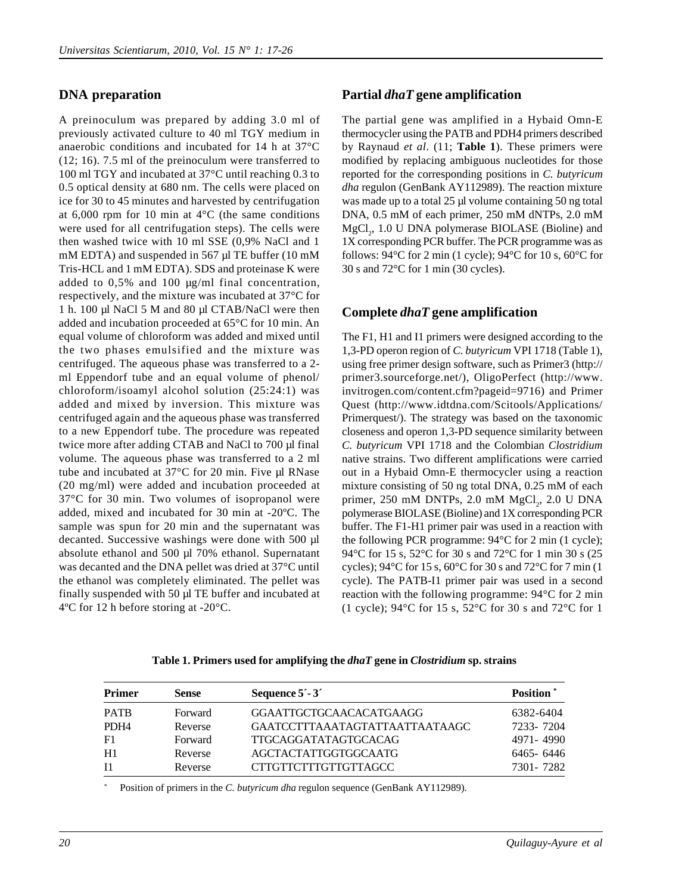## DNA preparation

A preinoculum was prepared by adding 3.0 ml of previously activated culture to 40 ml TGY medium in anaerobic conditions and incubated for 14 h at 37°C (12; 16). 7.5 ml of the preinoculum were transferred to 100 ml TGY and incubated at 37°C until reaching 0.3 to 0.5 optical density at 680 nm. The cells were placed on ice for 30 to 45 minutes and harvested by centrifugation at 6,000 rpm for 10 min at 4°C (the same conditions were used for all centrifugation steps). The cells were then washed twice with 10 ml SSE (0,9% NaCl and 1 mM EDTA) and suspended in 567 µl TE buffer (10 mM Tris-HCL and 1 mM EDTA). SDS and proteinase K were added to 0,5% and 100 µg/ml final concentration, respectively, and the mixture was incubated at 37°C for 1 h. 100 µl NaCl 5 M and 80 µl CTAB/NaCl were then added and incubation proceeded at 65°C for 10 min. An equal volume of chloroform was added and mixed until the two phases emulsified and the mixture was centrifuged. The aqueous phase was transferred to a 2-ml Eppendorf tube and an equal volume of phenol/chloroform/isoamyl alcohol solution (25:24:1) was added and mixed by inversion. This mixture was centrifuged again and the aqueous phase was transferred to a new Eppendorf tube. The procedure was repeated twice more after adding CTAB and NaCl to 700 µl final volume. The aqueous phase was transferred to a 2 ml tube and incubated at 37°C for 20 min. Five µl RNase (20 mg/ml) were added and incubation proceeded at 37°C for 30 min. Two volumes of isopropanol were added, mixed and incubated for 30 min at -20ºC. The sample was spun for 20 min and the supernatant was decanted. Successive washings were done with 500 µl absolute ethanol and 500 µl 70% ethanol. Supernatant was decanted and the DNA pellet was dried at 37°C until the ethanol was completely eliminated. The pellet was finally suspended with 50 µl TE buffer and incubated at 4ºC for 12 h before storing at -20°C.

## Partial *dhaT* gene amplification

The partial gene was amplified in a Hybaid Omn-E thermocycler using the PATB and PDH4 primers described by Raynaud *et al*. (11; **Table 1**). These primers were modified by replacing ambiguous nucleotides for those reported for the corresponding positions in *C. butyricum dha* regulon (GenBank AY112989). The reaction mixture was made up to a total 25 µl volume containing 50 ng total DNA, 0.5 mM of each primer, 250 mM dNTPs, 2.0 mM $MgCl_2$, 1.0 U DNA polymerase BIOLASE (Bioline) and 1X corresponding PCR buffer. The PCR programme was as follows: 94°C for 2 min (1 cycle); 94°C for 10 s, 60°C for 30 s and 72°C for 1 min (30 cycles).

## Complete *dhaT* gene amplification

The F1, H1 and I1 primers were designed according to the 1,3-PD operon region of *C. butyricum* VPI 1718 (Table 1), using free primer design software, such as Primer3 (http://primer3.sourceforge.net/), OligoPerfect (http://www.invitrogen.com/content.cfm?pageid=9716) and Primer Quest (http://www.idtdna.com/Scitools/Applications/Primerquest/). The strategy was based on the taxonomic closeness and operon 1,3-PD sequence similarity between *C. butyricum* VPI 1718 and the Colombian *Clostridium* native strains. Two different amplifications were carried out in a Hybaid Omn-E thermocycler using a reaction mixture consisting of 50 ng total DNA, 0.25 mM of each primer, 250 mM DNTPs, 2.0 mM $MgCl_2$, 2.0 U DNA polymerase BIOLASE (Bioline) and 1X corresponding PCR buffer. The F1-H1 primer pair was used in a reaction with the following PCR programme: 94°C for 2 min (1 cycle); 94°C for 15 s, 52°C for 30 s and 72°C for 1 min 30 s (25 cycles); 94°C for 15 s, 60°C for 30 s and 72°C for 7 min (1 cycle). The PATB-I1 primer pair was used in a second reaction with the following programme: 94°C for 2 min (1 cycle); 94°C for 15 s, 52°C for 30 s and 72°C for 1

**Table 1. Primers used for amplifying the *dhaT* gene in *Clostridium* sp. strains**

| Primer | Sense | Sequence 5´- 3´ | Position * |
|---|---|---|---|
| PATB | Forward | GGAATTGCTGCAACACATGAAGG | 6382-6404 |
| PDH4 | Reverse | GAATCCTTTAAATAGTATTAATTAATAAGC | 7233- 7204 |
| F1 | Forward | TTGCAGGATATAGTGCACAG | 4971- 4990 |
| H1 | Reverse | AGCTACTATTGGTGGCAATG | 6465- 6446 |
| I1 | Reverse | CTTGTTCTTTGTTGTTAGCC | 7301- 7282 |

* Position of primers in the *C. butyricum dha* regulon sequence (GenBank AY112989).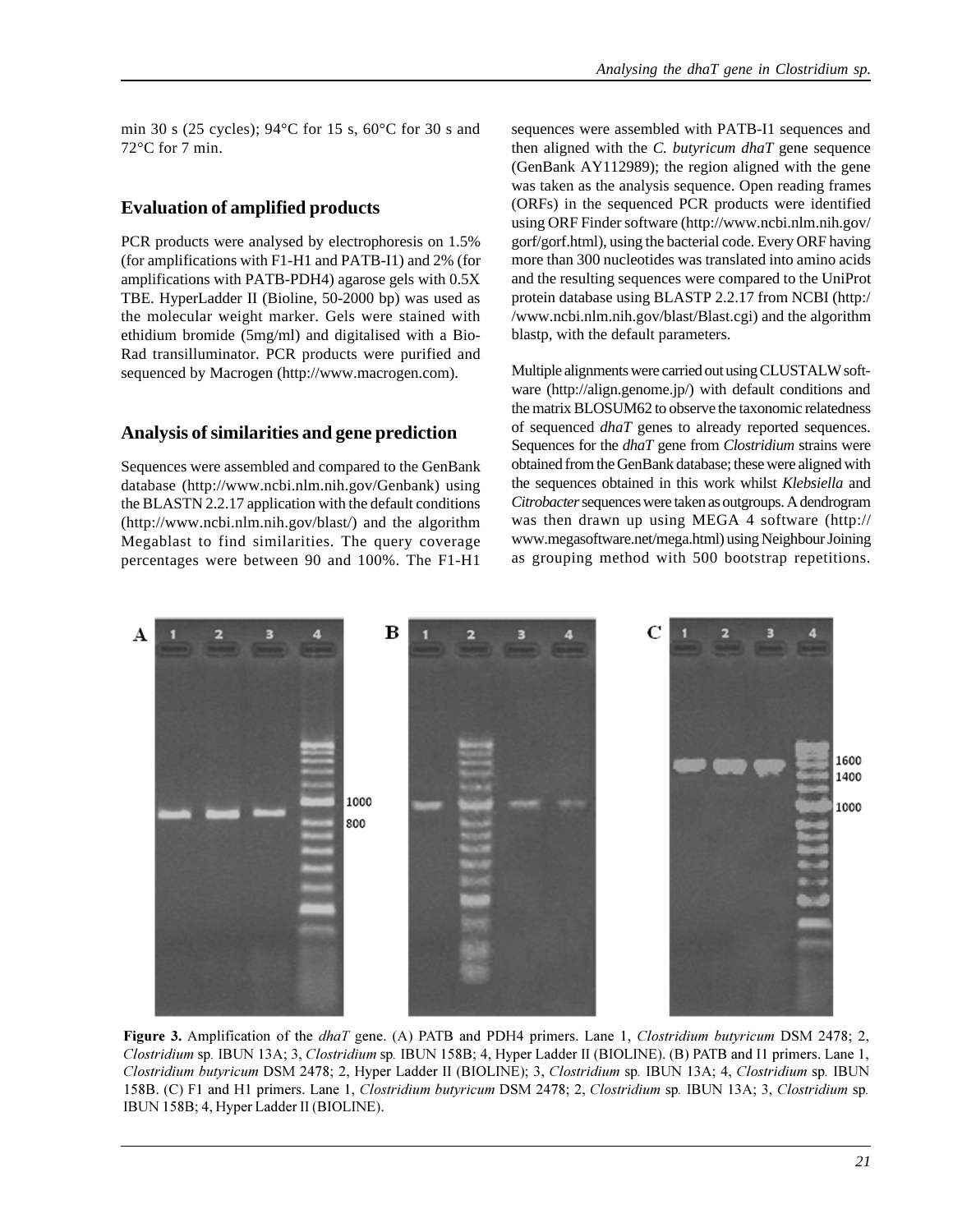min 30 s (25 cycles); 94°C for 15 s, 60°C for 30 s and 72°C for 7 min.

## Evaluation of amplified products

PCR products were analysed by electrophoresis on 1.5% (for amplifications with F1-H1 and PATB-I1) and 2% (for amplifications with PATB-PDH4) agarose gels with 0.5X TBE. HyperLadder II (Bioline, 50-2000 bp) was used as the molecular weight marker. Gels were stained with ethidium bromide (5mg/ml) and digitalised with a Bio-Rad transilluminator. PCR products were purified and sequenced by Macrogen (http://www.macrogen.com).

## Analysis of similarities and gene prediction

Sequences were assembled and compared to the GenBank database (http://www.ncbi.nlm.nih.gov/Genbank) using the BLASTN 2.2.17 application with the default conditions (http://www.ncbi.nlm.nih.gov/blast/) and the algorithm Megablast to find similarities. The query coverage percentages were between 90 and 100%. The F1-H1 sequences were assembled with PATB-I1 sequences and then aligned with the *C. butyricum dhaT* gene sequence (GenBank AY112989); the region aligned with the gene was taken as the analysis sequence. Open reading frames (ORFs) in the sequenced PCR products were identified using ORF Finder software (http://www.ncbi.nlm.nih.gov/gorf/gorf.html), using the bacterial code. Every ORF having more than 300 nucleotides was translated into amino acids and the resulting sequences were compared to the UniProt protein database using BLASTP 2.2.17 from NCBI (http://www.ncbi.nlm.nih.gov/blast/Blast.cgi) and the algorithm blastp, with the default parameters.

Multiple alignments were carried out using CLUSTALW software (http://align.genome.jp/) with default conditions and the matrix BLOSUM62 to observe the taxonomic relatedness of sequenced *dhaT* genes to already reported sequences. Sequences for the *dhaT* gene from *Clostridium* strains were obtained from the GenBank database; these were aligned with the sequences obtained in this work whilst *Klebsiella* and *Citrobacter* sequences were taken as outgroups. A dendrogram was then drawn up using MEGA 4 software (http://www.megasoftware.net/mega.html) using Neighbour Joining as grouping method with 500 bootstrap repetitions.

**Figure 3.** Amplification of the *dhaT* gene. (A) PATB and PDH4 primers. Lane 1, *Clostridium butyricum* DSM 2478; 2, *Clostridium* sp*.* IBUN 13A; 3, *Clostridium* sp*.* IBUN 158B; 4, Hyper Ladder II (BIOLINE). (B) PATB and I1 primers. Lane 1, *Clostridium butyricum* DSM 2478; 2, Hyper Ladder II (BIOLINE); 3, *Clostridium* sp*.* IBUN 13A; 4, *Clostridium* sp*.* IBUN 158B. (C) F1 and H1 primers. Lane 1, *Clostridium butyricum* DSM 2478; 2, *Clostridium* sp*.* IBUN 13A; 3, *Clostridium* sp*.* IBUN 158B; 4, Hyper Ladder II (BIOLINE).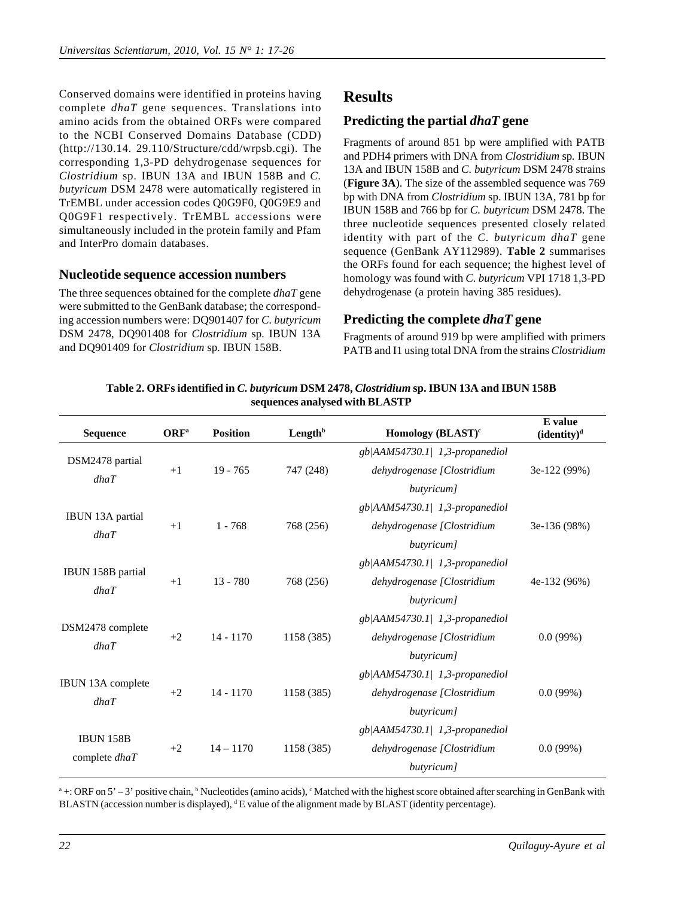Conserved domains were identified in proteins having complete *dhaT* gene sequences. Translations into amino acids from the obtained ORFs were compared to the NCBI Conserved Domains Database (CDD) (http://130.14. 29.110/Structure/cdd/wrpsb.cgi). The corresponding 1,3-PD dehydrogenase sequences for *Clostridium* sp. IBUN 13A and IBUN 158B and *C. butyricum* DSM 2478 were automatically registered in TrEMBL under accession codes Q0G9F0, Q0G9E9 and Q0G9F1 respectively. TrEMBL accessions were simultaneously included in the protein family and Pfam and InterPro domain databases.

### Nucleotide sequence accession numbers

The three sequences obtained for the complete *dhaT* gene were submitted to the GenBank database; the corresponding accession numbers were: DQ901407 for *C. butyricum* DSM 2478, DQ901408 for *Clostridium* sp. IBUN 13A and DQ901409 for *Clostridium* sp. IBUN 158B.

## Results

### Predicting the partial *dhaT* gene

Fragments of around 851 bp were amplified with PATB and PDH4 primers with DNA from *Clostridium* sp. IBUN 13A and IBUN 158B and *C. butyricum* DSM 2478 strains (**Figure 3A**). The size of the assembled sequence was 769 bp with DNA from *Clostridium* sp. IBUN 13A, 781 bp for IBUN 158B and 766 bp for *C. butyricum* DSM 2478. The three nucleotide sequences presented closely related identity with part of the *C. butyricum dhaT* gene sequence (GenBank AY112989). **Table 2** summarises the ORFs found for each sequence; the highest level of homology was found with *C. butyricum* VPI 1718 1,3-PD dehydrogenase (a protein having 385 residues).

### Predicting the complete *dhaT* gene

Fragments of around 919 bp were amplified with primers PATB and I1 using total DNA from the strains *Clostridium*

**Table 2. ORFs identified in *C. butyricum* DSM 2478, *Clostridium* sp. IBUN 13A and IBUN 158B sequences analysed with BLASTP**

| Sequence | ORF[a] | Position | Length[b] | Homology (BLAST)[c] | E value (identity)[d] |
|---|---|---|---|---|---|
| DSM2478 partial *dhaT* | +1 | 19 - 765 | 747 (248) | *gb\|AAM54730.1\| 1,3-propanediol dehydrogenase [Clostridium butyricum]* | 3e-122 (99%) |
| IBUN 13A partial *dhaT* | +1 | 1 - 768 | 768 (256) | *gb\|AAM54730.1\| 1,3-propanediol dehydrogenase [Clostridium butyricum]* | 3e-136 (98%) |
| IBUN 158B partial *dhaT* | +1 | 13 - 780 | 768 (256) | *gb\|AAM54730.1\| 1,3-propanediol dehydrogenase [Clostridium butyricum]* | 4e-132 (96%) |
| DSM2478 complete *dhaT* | +2 | 14 - 1170 | 1158 (385) | *gb\|AAM54730.1\| 1,3-propanediol dehydrogenase [Clostridium butyricum]* | 0.0 (99%) |
| IBUN 13A complete *dhaT* | +2 | 14 - 1170 | 1158 (385) | *gb\|AAM54730.1\| 1,3-propanediol dehydrogenase [Clostridium butyricum]* | 0.0 (99%) |
| IBUN 158B complete *dhaT* | +2 | 14 – 1170 | 1158 (385) | *gb\|AAM54730.1\| 1,3-propanediol dehydrogenase [Clostridium butyricum]* | 0.0 (99%) |

[a] +: ORF on 5' – 3' positive chain, [b] Nucleotides (amino acids), [c] Matched with the highest score obtained after searching in GenBank with BLASTN (accession number is displayed), [d] E value of the alignment made by BLAST (identity percentage).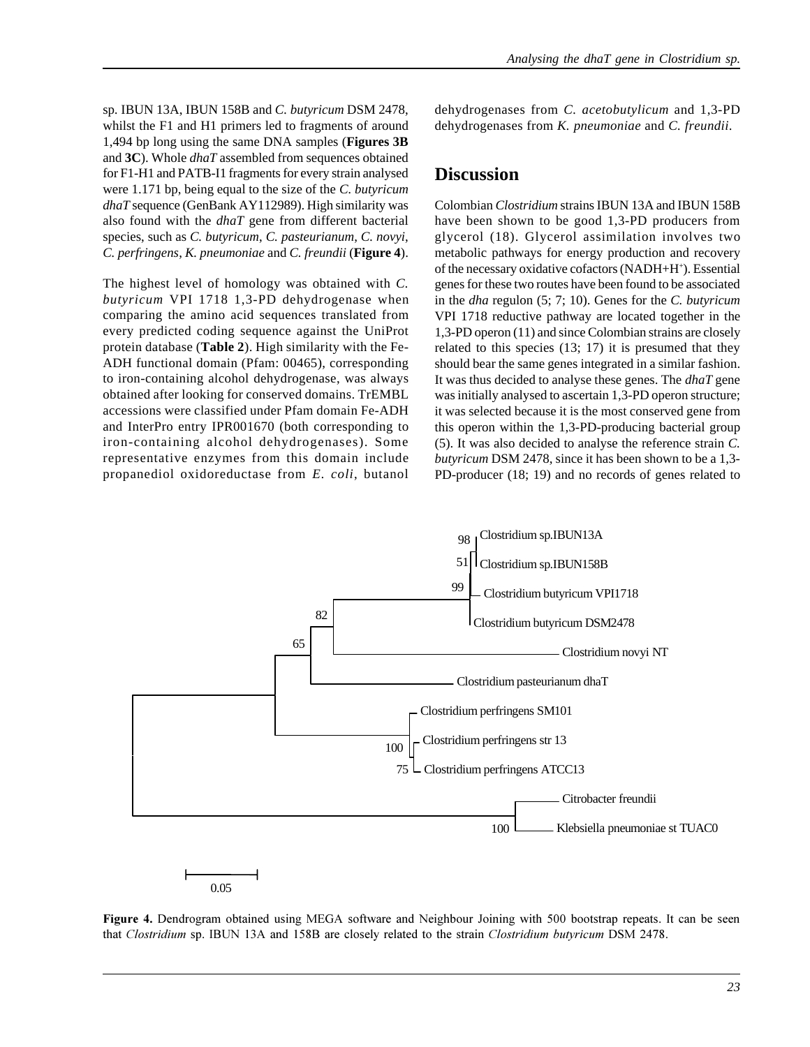sp. IBUN 13A, IBUN 158B and *C. butyricum* DSM 2478, whilst the F1 and H1 primers led to fragments of around 1,494 bp long using the same DNA samples (**Figures 3B** and **3C**). Whole *dhaT* assembled from sequences obtained for F1-H1 and PATB-I1 fragments for every strain analysed were 1.171 bp, being equal to the size of the *C. butyricum dhaT* sequence (GenBank AY112989). High similarity was also found with the *dhaT* gene from different bacterial species, such as *C. butyricum*, *C. pasteurianum*, *C. novyi*, *C. perfringens*, *K. pneumoniae* and *C. freundii* (**Figure 4**).

The highest level of homology was obtained with *C. butyricum* VPI 1718 1,3-PD dehydrogenase when comparing the amino acid sequences translated from every predicted coding sequence against the UniProt protein database (**Table 2**). High similarity with the Fe-ADH functional domain (Pfam: 00465), corresponding to iron-containing alcohol dehydrogenase, was always obtained after looking for conserved domains. TrEMBL accessions were classified under Pfam domain Fe-ADH and InterPro entry IPR001670 (both corresponding to iron-containing alcohol dehydrogenases). Some representative enzymes from this domain include propanediol oxidoreductase from *E. coli*, butanol dehydrogenases from *C. acetobutylicum* and 1,3-PD dehydrogenases from *K. pneumoniae* and *C. freundii*.

## Discussion

Colombian *Clostridium* strains IBUN 13A and IBUN 158B have been shown to be good 1,3-PD producers from glycerol (18). Glycerol assimilation involves two metabolic pathways for energy production and recovery of the necessary oxidative cofactors (NADH+$H^+$). Essential genes for these two routes have been found to be associated in the *dha* regulon (5; 7; 10). Genes for the *C. butyricum* VPI 1718 reductive pathway are located together in the 1,3-PD operon (11) and since Colombian strains are closely related to this species (13; 17) it is presumed that they should bear the same genes integrated in a similar fashion. It was thus decided to analyse these genes. The *dhaT* gene was initially analysed to ascertain 1,3-PD operon structure; it was selected because it is the most conserved gene from this operon within the 1,3-PD-producing bacterial group (5). It was also decided to analyse the reference strain *C. butyricum* DSM 2478, since it has been shown to be a 1,3-PD-producer (18; 19) and no records of genes related to

**Figure 4.** Dendrogram obtained using MEGA software and Neighbour Joining with 500 bootstrap repeats. It can be seen that *Clostridium* sp. IBUN 13A and 158B are closely related to the strain *Clostridium butyricum* DSM 2478.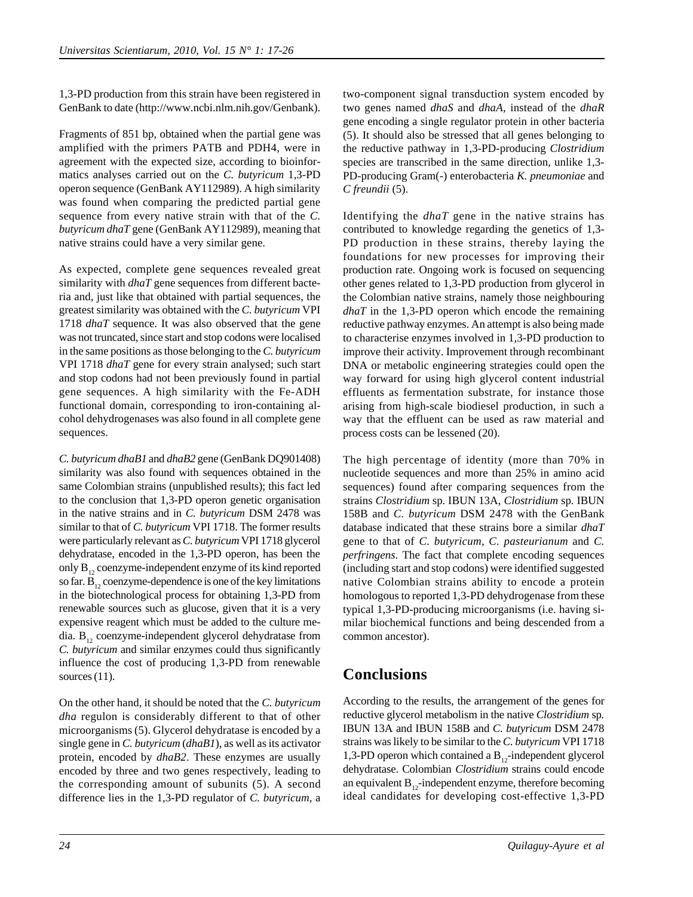1,3-PD production from this strain have been registered in GenBank to date (http://www.ncbi.nlm.nih.gov/Genbank).

Fragments of 851 bp, obtained when the partial gene was amplified with the primers PATB and PDH4, were in agreement with the expected size, according to bioinformatics analyses carried out on the *C. butyricum* 1,3-PD operon sequence (GenBank AY112989). A high similarity was found when comparing the predicted partial gene sequence from every native strain with that of the *C. butyricum dhaT* gene (GenBank AY112989), meaning that native strains could have a very similar gene.

As expected, complete gene sequences revealed great similarity with *dhaT* gene sequences from different bacteria and, just like that obtained with partial sequences, the greatest similarity was obtained with the *C. butyricum* VPI 1718 *dhaT* sequence. It was also observed that the gene was not truncated, since start and stop codons were localised in the same positions as those belonging to the *C. butyricum* VPI 1718 *dhaT* gene for every strain analysed; such start and stop codons had not been previously found in partial gene sequences. A high similarity with the Fe-ADH functional domain, corresponding to iron-containing alcohol dehydrogenases was also found in all complete gene sequences.

*C. butyricum dhaB1* and *dhaB2* gene (GenBank DQ901408) similarity was also found with sequences obtained in the same Colombian strains (unpublished results); this fact led to the conclusion that 1,3-PD operon genetic organisation in the native strains and in *C. butyricum* DSM 2478 was similar to that of *C. butyricum* VPI 1718. The former results were particularly relevant as *C. butyricum* VPI 1718 glycerol dehydratase, encoded in the 1,3-PD operon, has been the only $B_{12}$ coenzyme-independent enzyme of its kind reported so far. $B_{12}$ coenzyme-dependence is one of the key limitations in the biotechnological process for obtaining 1,3-PD from renewable sources such as glucose, given that it is a very expensive reagent which must be added to the culture media. $B_{12}$ coenzyme-independent glycerol dehydratase from *C. butyricum* and similar enzymes could thus significantly influence the cost of producing 1,3-PD from renewable sources (11).

On the other hand, it should be noted that the *C. butyricum dha* regulon is considerably different to that of other microorganisms (5). Glycerol dehydratase is encoded by a single gene in *C. butyricum* (*dhaB1*), as well as its activator protein, encoded by *dhaB2*. These enzymes are usually encoded by three and two genes respectively, leading to the corresponding amount of subunits (5). A second difference lies in the 1,3-PD regulator of *C. butyricum*, a two-component signal transduction system encoded by two genes named *dhaS* and *dhaA*, instead of the *dhaR* gene encoding a single regulator protein in other bacteria (5). It should also be stressed that all genes belonging to the reductive pathway in 1,3-PD-producing *Clostridium* species are transcribed in the same direction, unlike 1,3-PD-producing Gram(-) enterobacteria *K. pneumoniae* and *C freundii* (5).

Identifying the *dhaT* gene in the native strains has contributed to knowledge regarding the genetics of 1,3-PD production in these strains, thereby laying the foundations for new processes for improving their production rate. Ongoing work is focused on sequencing other genes related to 1,3-PD production from glycerol in the Colombian native strains, namely those neighbouring *dhaT* in the 1,3-PD operon which encode the remaining reductive pathway enzymes. An attempt is also being made to characterise enzymes involved in 1,3-PD production to improve their activity. Improvement through recombinant DNA or metabolic engineering strategies could open the way forward for using high glycerol content industrial effluents as fermentation substrate, for instance those arising from high-scale biodiesel production, in such a way that the effluent can be used as raw material and process costs can be lessened (20).

The high percentage of identity (more than 70% in nucleotide sequences and more than 25% in amino acid sequences) found after comparing sequences from the strains *Clostridium* sp. IBUN 13A, *Clostridium* sp. IBUN 158B and *C. butyricum* DSM 2478 with the GenBank database indicated that these strains bore a similar *dhaT* gene to that of *C. butyricum*, *C. pasteurianum* and *C. perfringens*. The fact that complete encoding sequences (including start and stop codons) were identified suggested native Colombian strains ability to encode a protein homologous to reported 1,3-PD dehydrogenase from these typical 1,3-PD-producing microorganisms (i.e. having similar biochemical functions and being descended from a common ancestor).

## Conclusions

According to the results, the arrangement of the genes for reductive glycerol metabolism in the native *Clostridium* sp. IBUN 13A and IBUN 158B and *C. butyricum* DSM 2478 strains was likely to be similar to the *C. butyricum* VPI 1718 1,3-PD operon which contained a $B_{12}$-independent glycerol dehydratase. Colombian *Clostridium* strains could encode an equivalent $B_{12}$-independent enzyme, therefore becoming ideal candidates for developing cost-effective 1,3-PD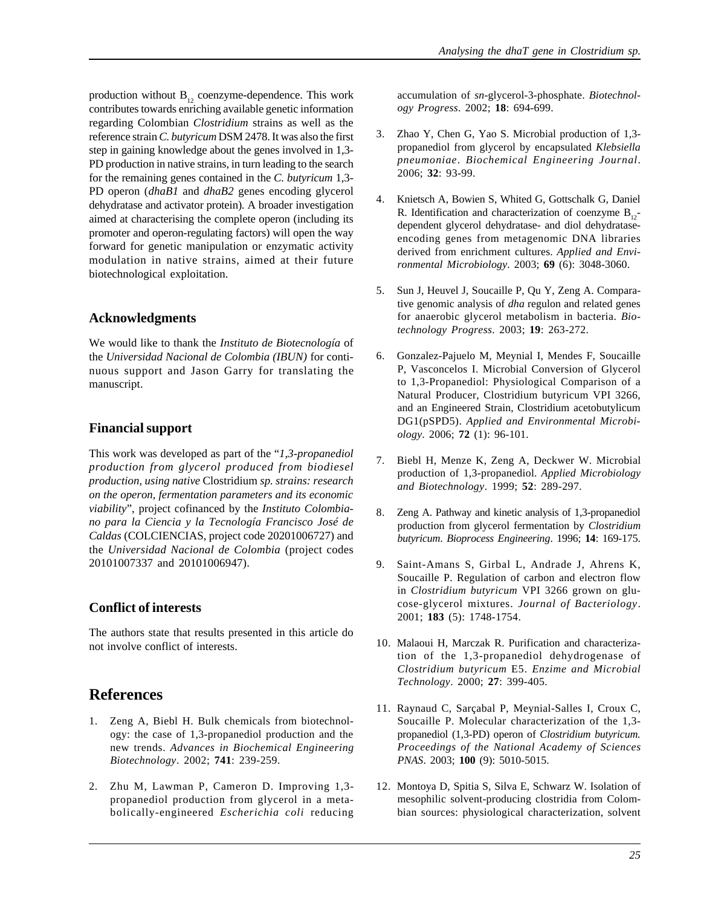production without $B_{12}$ coenzyme-dependence. This work contributes towards enriching available genetic information regarding Colombian *Clostridium* strains as well as the reference strain *C. butyricum* DSM 2478. It was also the first step in gaining knowledge about the genes involved in 1,3-PD production in native strains, in turn leading to the search for the remaining genes contained in the *C. butyricum* 1,3-PD operon (*dhaB1* and *dhaB2* genes encoding glycerol dehydratase and activator protein). A broader investigation aimed at characterising the complete operon (including its promoter and operon-regulating factors) will open the way forward for genetic manipulation or enzymatic activity modulation in native strains, aimed at their future biotechnological exploitation.

## Acknowledgments

We would like to thank the *Instituto de Biotecnología* of the *Universidad Nacional de Colombia (IBUN)* for continuous support and Jason Garry for translating the manuscript.

## Financial support

This work was developed as part of the "*1,3-propanediol production from glycerol produced from biodiesel production, using native* Clostridium *sp. strains: research on the operon, fermentation parameters and its economic viability*", project cofinanced by the *Instituto Colombiano para la Ciencia y la Tecnología Francisco José de Caldas* (COLCIENCIAS, project code 20201006727) and the *Universidad Nacional de Colombia* (project codes 20101007337 and 20101006947).

## Conflict of interests

The authors state that results presented in this article do not involve conflict of interests.

# References

1. Zeng A, Biebl H. Bulk chemicals from biotechnology: the case of 1,3-propanediol production and the new trends. *Advances in Biochemical Engineering Biotechnology*. 2002; **741**: 239-259.

2. Zhu M, Lawman P, Cameron D. Improving 1,3-propanediol production from glycerol in a metabolically-engineered *Escherichia coli* reducing accumulation of *sn*-glycerol-3-phosphate. *Biotechnology Progress*. 2002; **18**: 694-699.

3. Zhao Y, Chen G, Yao S. Microbial production of 1,3-propanediol from glycerol by encapsulated *Klebsiella pneumoniae*. *Biochemical Engineering Journal*. 2006; **32**: 93-99.

4. Knietsch A, Bowien S, Whited G, Gottschalk G, Daniel R. Identification and characterization of coenzyme $B_{12}$-dependent glycerol dehydratase- and diol dehydratase-encoding genes from metagenomic DNA libraries derived from enrichment cultures. *Applied and Environmental Microbiology*. 2003; **69** (6): 3048-3060.

5. Sun J, Heuvel J, Soucaille P, Qu Y, Zeng A. Comparative genomic analysis of *dha* regulon and related genes for anaerobic glycerol metabolism in bacteria. *Biotechnology Progress*. 2003; **19**: 263-272.

6. Gonzalez-Pajuelo M, Meynial I, Mendes F, Soucaille P, Vasconcelos I. Microbial Conversion of Glycerol to 1,3-Propanediol: Physiological Comparison of a Natural Producer, Clostridium butyricum VPI 3266, and an Engineered Strain, Clostridium acetobutylicum DG1(pSPD5). *Applied and Environmental Microbiology*. 2006; **72** (1): 96-101.

7. Biebl H, Menze K, Zeng A, Deckwer W. Microbial production of 1,3-propanediol. *Applied Microbiology and Biotechnology*. 1999; **52**: 289-297.

8. Zeng A. Pathway and kinetic analysis of 1,3-propanediol production from glycerol fermentation by *Clostridium butyricum*. *Bioprocess Engineering*. 1996; **14**: 169-175.

9. Saint-Amans S, Girbal L, Andrade J, Ahrens K, Soucaille P. Regulation of carbon and electron flow in *Clostridium butyricum* VPI 3266 grown on glucose-glycerol mixtures. *Journal of Bacteriology*. 2001; **183** (5): 1748-1754.

10. Malaoui H, Marczak R. Purification and characterization of the 1,3-propanediol dehydrogenase of *Clostridium butyricum* E5. *Enzime and Microbial Technology*. 2000; **27**: 399-405.

11. Raynaud C, Sarçabal P, Meynial-Salles I, Croux C, Soucaille P. Molecular characterization of the 1,3-propanediol (1,3-PD) operon of *Clostridium butyricum. Proceedings of the National Academy of Sciences PNAS*. 2003; **100** (9): 5010-5015.

12. Montoya D, Spitia S, Silva E, Schwarz W. Isolation of mesophilic solvent-producing clostridia from Colombian sources: physiological characterization, solvent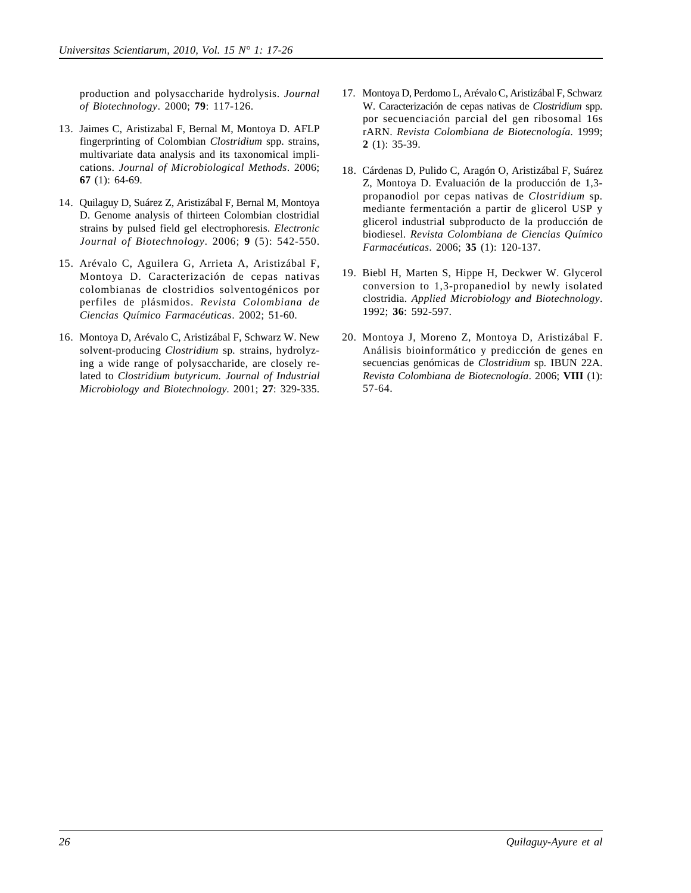production and polysaccharide hydrolysis. *Journal of Biotechnology*. 2000; **79**: 117-126.

13. Jaimes C, Aristizabal F, Bernal M, Montoya D. AFLP fingerprinting of Colombian *Clostridium* spp. strains, multivariate data analysis and its taxonomical implications. *Journal of Microbiological Methods*. 2006; **67** (1): 64-69.

14. Quilaguy D, Suárez Z, Aristizábal F, Bernal M, Montoya D. Genome analysis of thirteen Colombian clostridial strains by pulsed field gel electrophoresis. *Electronic Journal of Biotechnology*. 2006; **9** (5): 542-550.

15. Arévalo C, Aguilera G, Arrieta A, Aristizábal F, Montoya D. Caracterización de cepas nativas colombianas de clostridios solventogénicos por perfiles de plásmidos. *Revista Colombiana de Ciencias Químico Farmacéuticas*. 2002; 51-60.

16. Montoya D, Arévalo C, Aristizábal F, Schwarz W. New solvent-producing *Clostridium* sp. strains, hydrolyzing a wide range of polysaccharide, are closely related to *Clostridium butyricum. Journal of Industrial Microbiology and Biotechnology.* 2001; **27**: 329-335.

17. Montoya D, Perdomo L, Arévalo C, Aristizábal F, Schwarz W. Caracterización de cepas nativas de *Clostridium* spp. por secuenciación parcial del gen ribosomal 16s rARN. *Revista Colombiana de Biotecnología*. 1999; **2** (1): 35-39.

18. Cárdenas D, Pulido C, Aragón O, Aristizábal F, Suárez Z, Montoya D. Evaluación de la producción de 1,3-propanodiol por cepas nativas de *Clostridium* sp. mediante fermentación a partir de glicerol USP y glicerol industrial subproducto de la producción de biodiesel. *Revista Colombiana de Ciencias Químico Farmacéuticas*. 2006; **35** (1): 120-137.

19. Biebl H, Marten S, Hippe H, Deckwer W. Glycerol conversion to 1,3-propanediol by newly isolated clostridia. *Applied Microbiology and Biotechnology*. 1992; **36**: 592-597.

20. Montoya J, Moreno Z, Montoya D, Aristizábal F. Análisis bioinformático y predicción de genes en secuencias genómicas de *Clostridium* sp. IBUN 22A. *Revista Colombiana de Biotecnología*. 2006; **VIII** (1): 57-64.